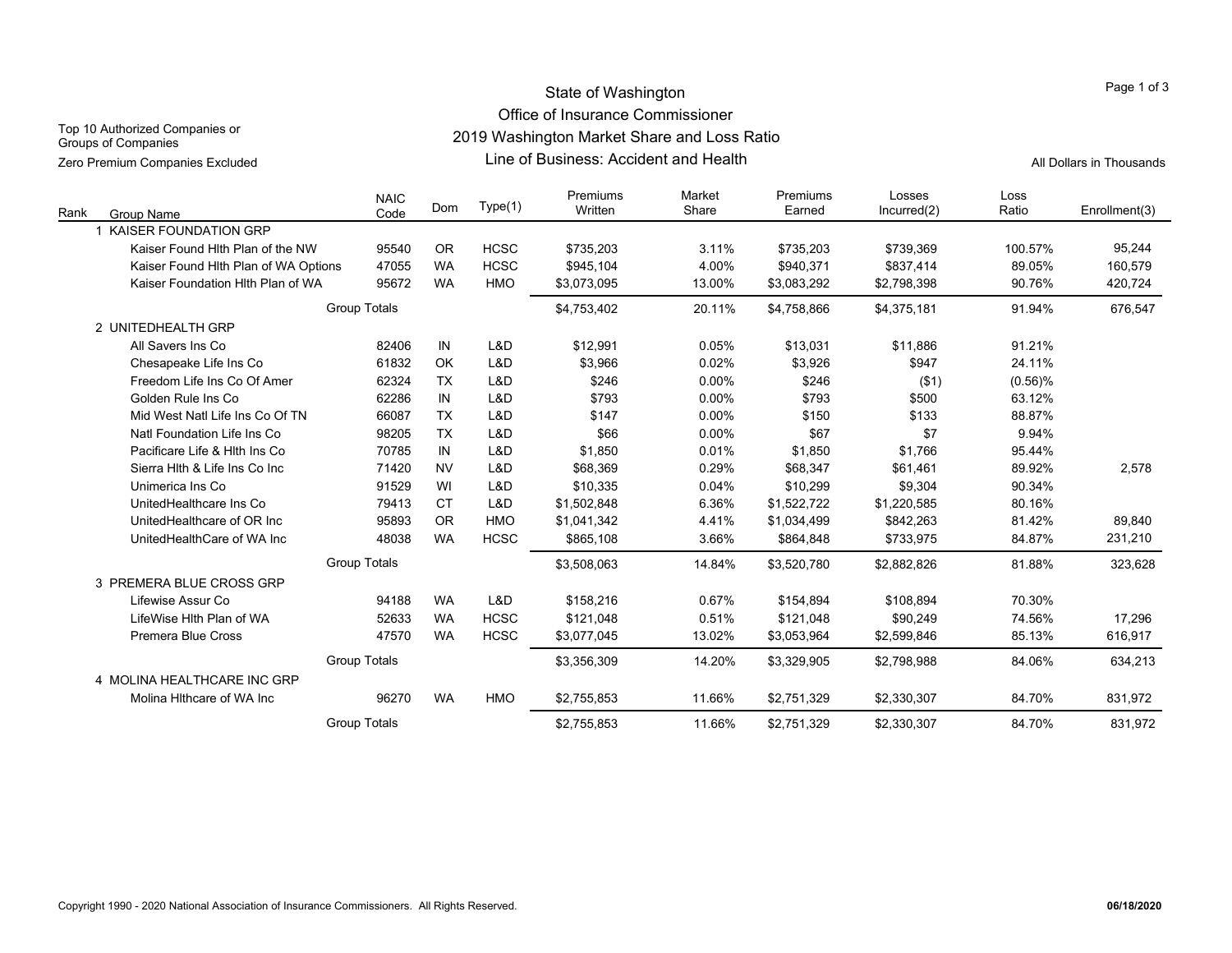Top 10 Authorized Companies or Groups of Companies

Zero Premium Companies Excluded

# State of Washington
## Office of Insurance Commissioner
## 2019 Washington Market Share and Loss Ratio
## Line of Business: Accident and Health

All Dollars in Thousands

| Rank | Group Name | NAIC Code | Dom | Type(1) | Premiums Written | Market Share | Premiums Earned | Losses Incurred(2) | Loss Ratio | Enrollment(3) |
|---|---|---|---|---|---|---|---|---|---|---|
| 1 | KAISER FOUNDATION GRP | | | | | | | | | |
| | Kaiser Found Hlth Plan of the NW | 95540 | OR | HCSC | $735,203 | 3.11% | $735,203 | $739,369 | 100.57% | 95,244 |
| | Kaiser Found Hlth Plan of WA Options | 47055 | WA | HCSC | $945,104 | 4.00% | $940,371 | $837,414 | 89.05% | 160,579 |
| | Kaiser Foundation Hlth Plan of WA | 95672 | WA | HMO | $3,073,095 | 13.00% | $3,083,292 | $2,798,398 | 90.76% | 420,724 |
| | Group Totals | | | | $4,753,402 | 20.11% | $4,758,866 | $4,375,181 | 91.94% | 676,547 |
| 2 | UNITEDHEALTH GRP | | | | | | | | | |
| | All Savers Ins Co | 82406 | IN | L&D | $12,991 | 0.05% | $13,031 | $11,886 | 91.21% | |
| | Chesapeake Life Ins Co | 61832 | OK | L&D | $3,966 | 0.02% | $3,926 | $947 | 24.11% | |
| | Freedom Life Ins Co Of Amer | 62324 | TX | L&D | $246 | 0.00% | $246 | ($1) | (0.56)% | |
| | Golden Rule Ins Co | 62286 | IN | L&D | $793 | 0.00% | $793 | $500 | 63.12% | |
| | Mid West Natl Life Ins Co Of TN | 66087 | TX | L&D | $147 | 0.00% | $150 | $133 | 88.87% | |
| | Natl Foundation Life Ins Co | 98205 | TX | L&D | $66 | 0.00% | $67 | $7 | 9.94% | |
| | Pacificare Life & Hlth Ins Co | 70785 | IN | L&D | $1,850 | 0.01% | $1,850 | $1,766 | 95.44% | |
| | Sierra Hlth & Life Ins Co Inc | 71420 | NV | L&D | $68,369 | 0.29% | $68,347 | $61,461 | 89.92% | 2,578 |
| | Unimerica Ins Co | 91529 | WI | L&D | $10,335 | 0.04% | $10,299 | $9,304 | 90.34% | |
| | UnitedHealthcare Ins Co | 79413 | CT | L&D | $1,502,848 | 6.36% | $1,522,722 | $1,220,585 | 80.16% | |
| | UnitedHealthcare of OR Inc | 95893 | OR | HMO | $1,041,342 | 4.41% | $1,034,499 | $842,263 | 81.42% | 89,840 |
| | UnitedHealthCare of WA Inc | 48038 | WA | HCSC | $865,108 | 3.66% | $864,848 | $733,975 | 84.87% | 231,210 |
| | Group Totals | | | | $3,508,063 | 14.84% | $3,520,780 | $2,882,826 | 81.88% | 323,628 |
| 3 | PREMERA BLUE CROSS GRP | | | | | | | | | |
| | Lifewise Assur Co | 94188 | WA | L&D | $158,216 | 0.67% | $154,894 | $108,894 | 70.30% | |
| | LifeWise Hlth Plan of WA | 52633 | WA | HCSC | $121,048 | 0.51% | $121,048 | $90,249 | 74.56% | 17,296 |
| | Premera Blue Cross | 47570 | WA | HCSC | $3,077,045 | 13.02% | $3,053,964 | $2,599,846 | 85.13% | 616,917 |
| | Group Totals | | | | $3,356,309 | 14.20% | $3,329,905 | $2,798,988 | 84.06% | 634,213 |
| 4 | MOLINA HEALTHCARE INC GRP | | | | | | | | | |
| | Molina Hlthcare of WA Inc | 96270 | WA | HMO | $2,755,853 | 11.66% | $2,751,329 | $2,330,307 | 84.70% | 831,972 |
| | Group Totals | | | | $2,755,853 | 11.66% | $2,751,329 | $2,330,307 | 84.70% | 831,972 |

Copyright 1990 - 2020 National Association of Insurance Commissioners. All Rights Reserved.

**06/18/2020**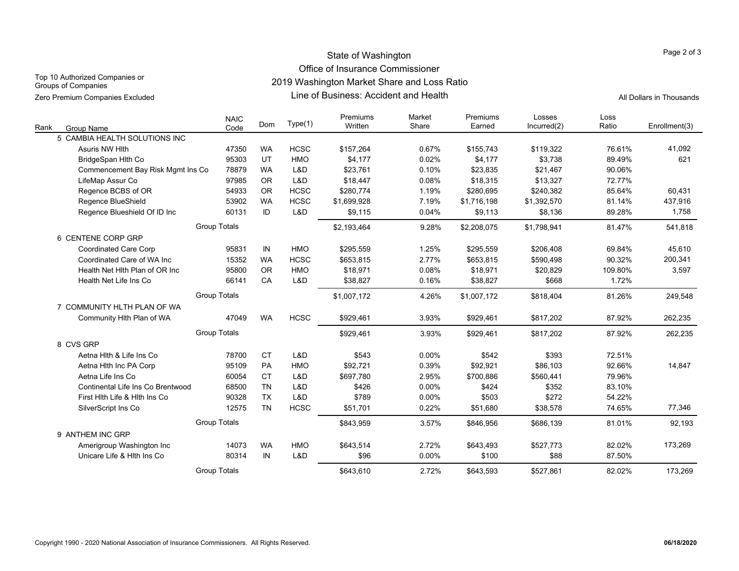Top 10 Authorized Companies or Groups of Companies

Zero Premium Companies Excluded

# State of Washington
## Office of Insurance Commissioner
## 2019 Washington Market Share and Loss Ratio
## Line of Business: Accident and Health

All Dollars in Thousands

| Rank | Group Name | NAIC Code | Dom | Type(1) | Premiums Written | Market Share | Premiums Earned | Losses Incurred(2) | Loss Ratio | Enrollment(3) |
|---|---|---|---|---|---|---|---|---|---|---|
| 5 | CAMBIA HEALTH SOLUTIONS INC | | | | | | | | | |
| | Asuris NW Hlth | 47350 | WA | HCSC | $157,264 | 0.67% | $155,743 | $119,322 | 76.61% | 41,092 |
| | BridgeSpan Hlth Co | 95303 | UT | HMO | $4,177 | 0.02% | $4,177 | $3,738 | 89.49% | 621 |
| | Commencement Bay Risk Mgmt Ins Co | 78879 | WA | L&D | $23,761 | 0.10% | $23,835 | $21,467 | 90.06% | |
| | LifeMap Assur Co | 97985 | OR | L&D | $18,447 | 0.08% | $18,315 | $13,327 | 72.77% | |
| | Regence BCBS of OR | 54933 | OR | HCSC | $280,774 | 1.19% | $280,695 | $240,382 | 85.64% | 60,431 |
| | Regence BlueShield | 53902 | WA | HCSC | $1,699,928 | 7.19% | $1,716,198 | $1,392,570 | 81.14% | 437,916 |
| | Regence Blueshield Of ID Inc | 60131 | ID | L&D | $9,115 | 0.04% | $9,113 | $8,136 | 89.28% | 1,758 |
| | Group Totals | | | | $2,193,464 | 9.28% | $2,208,075 | $1,798,941 | 81.47% | 541,818 |
| 6 | CENTENE CORP GRP | | | | | | | | | |
| | Coordinated Care Corp | 95831 | IN | HMO | $295,559 | 1.25% | $295,559 | $206,408 | 69.84% | 45,610 |
| | Coordinated Care of WA Inc | 15352 | WA | HCSC | $653,815 | 2.77% | $653,815 | $590,498 | 90.32% | 200,341 |
| | Health Net Hlth Plan of OR Inc | 95800 | OR | HMO | $18,971 | 0.08% | $18,971 | $20,829 | 109.80% | 3,597 |
| | Health Net Life Ins Co | 66141 | CA | L&D | $38,827 | 0.16% | $38,827 | $668 | 1.72% | |
| | Group Totals | | | | $1,007,172 | 4.26% | $1,007,172 | $818,404 | 81.26% | 249,548 |
| 7 | COMMUNITY HLTH PLAN OF WA | | | | | | | | | |
| | Community Hlth Plan of WA | 47049 | WA | HCSC | $929,461 | 3.93% | $929,461 | $817,202 | 87.92% | 262,235 |
| | Group Totals | | | | $929,461 | 3.93% | $929,461 | $817,202 | 87.92% | 262,235 |
| 8 | CVS GRP | | | | | | | | | |
| | Aetna Hlth & Life Ins Co | 78700 | CT | L&D | $543 | 0.00% | $542 | $393 | 72.51% | |
| | Aetna Hlth Inc PA Corp | 95109 | PA | HMO | $92,721 | 0.39% | $92,921 | $86,103 | 92.66% | 14,847 |
| | Aetna Life Ins Co | 60054 | CT | L&D | $697,780 | 2.95% | $700,886 | $560,441 | 79.96% | |
| | Continental Life Ins Co Brentwood | 68500 | TN | L&D | $426 | 0.00% | $424 | $352 | 83.10% | |
| | First Hlth Life & Hlth Ins Co | 90328 | TX | L&D | $789 | 0.00% | $503 | $272 | 54.22% | |
| | SilverScript Ins Co | 12575 | TN | HCSC | $51,701 | 0.22% | $51,680 | $38,578 | 74.65% | 77,346 |
| | Group Totals | | | | $843,959 | 3.57% | $846,956 | $686,139 | 81.01% | 92,193 |
| 9 | ANTHEM INC GRP | | | | | | | | | |
| | Amerigroup Washington Inc | 14073 | WA | HMO | $643,514 | 2.72% | $643,493 | $527,773 | 82.02% | 173,269 |
| | Unicare Life & Hlth Ins Co | 80314 | IN | L&D | $96 | 0.00% | $100 | $88 | 87.50% | |
| | Group Totals | | | | $643,610 | 2.72% | $643,593 | $527,861 | 82.02% | 173,269 |

Copyright 1990 - 2020 National Association of Insurance Commissioners. All Rights Reserved.

**06/18/2020**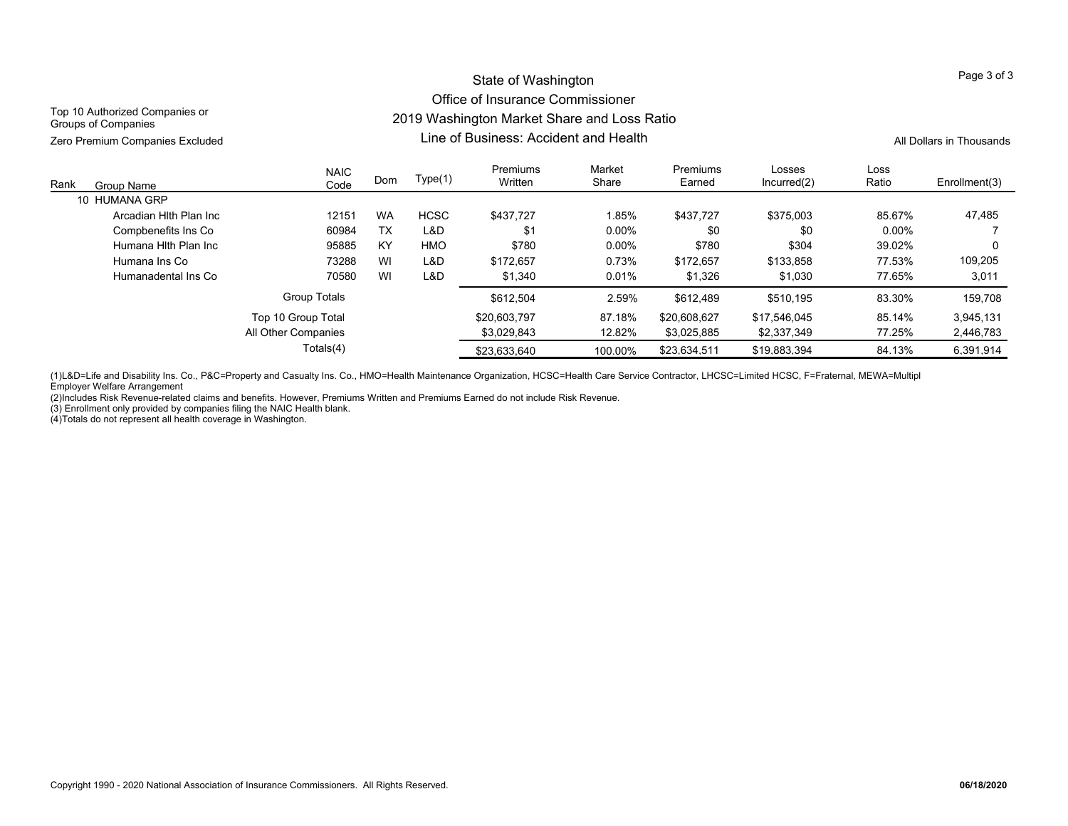Top 10 Authorized Companies or Groups of Companies

Zero Premium Companies Excluded

# State of Washington
## Office of Insurance Commissioner
## 2019 Washington Market Share and Loss Ratio
## Line of Business: Accident and Health

All Dollars in Thousands

| Rank | Group Name | NAIC Code | Dom | Type(1) | Premiums Written | Market Share | Premiums Earned | Losses Incurred(2) | Loss Ratio | Enrollment(3) |
|---|---|---|---|---|---|---|---|---|---|---|
| 10 | HUMANA GRP | | | | | | | | | |
| | Arcadian Hlth Plan Inc | 12151 | WA | HCSC | $437,727 | 1.85% | $437,727 | $375,003 | 85.67% | 47,485 |
| | Compbenefits Ins Co | 60984 | TX | L&D | $1 | 0.00% | $0 | $0 | 0.00% | 7 |
| | Humana Hlth Plan Inc | 95885 | KY | HMO | $780 | 0.00% | $780 | $304 | 39.02% | 0 |
| | Humana Ins Co | 73288 | WI | L&D | $172,657 | 0.73% | $172,657 | $133,858 | 77.53% | 109,205 |
| | Humanadental Ins Co | 70580 | WI | L&D | $1,340 | 0.01% | $1,326 | $1,030 | 77.65% | 3,011 |
| | Group Totals | | | | $612,504 | 2.59% | $612,489 | $510,195 | 83.30% | 159,708 |
| | Top 10 Group Total | | | | $20,603,797 | 87.18% | $20,608,627 | $17,546,045 | 85.14% | 3,945,131 |
| | All Other Companies | | | | $3,029,843 | 12.82% | $3,025,885 | $2,337,349 | 77.25% | 2,446,783 |
| | Totals(4) | | | | $23,633,640 | 100.00% | $23,634,511 | $19,883,394 | 84.13% | 6,391,914 |

(1)L&D=Life and Disability Ins. Co., P&C=Property and Casualty Ins. Co., HMO=Health Maintenance Organization, HCSC=Health Care Service Contractor, LHCSC=Limited HCSC, F=Fraternal, MEWA=Multipl Employer Welfare Arrangement

(2)Includes Risk Revenue-related claims and benefits. However, Premiums Written and Premiums Earned do not include Risk Revenue.

(3) Enrollment only provided by companies filing the NAIC Health blank.

(4)Totals do not represent all health coverage in Washington.

Copyright 1990 - 2020 National Association of Insurance Commissioners. All Rights Reserved.

06/18/2020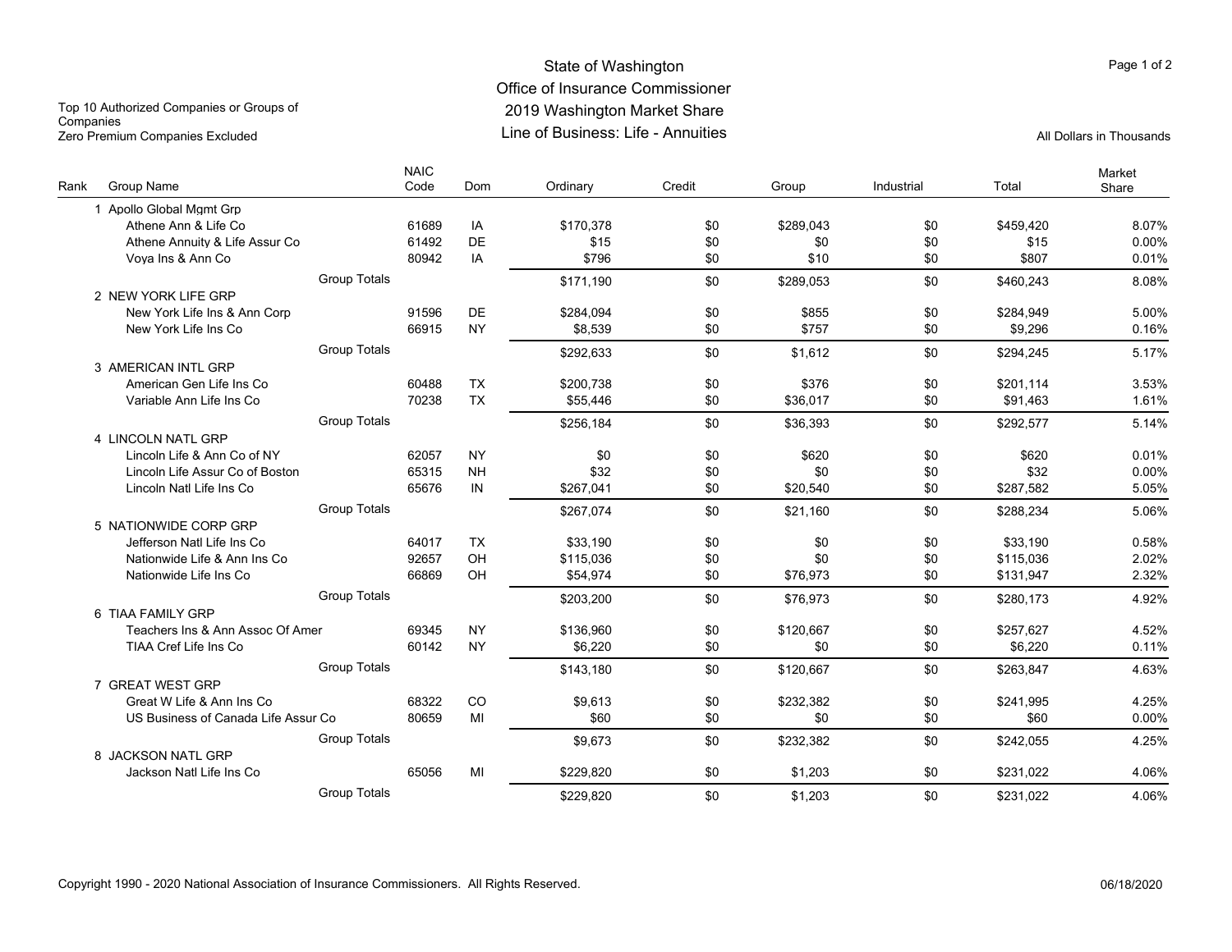# State of Washington
## Office of Insurance Commissioner
## 2019 Washington Market Share
## Line of Business: Life - Annuities

Top 10 Authorized Companies or Groups of Companies
Zero Premium Companies Excluded

All Dollars in Thousands

| Rank | Group Name | NAIC Code | Dom | Ordinary | Credit | Group | Industrial | Total | Market Share |
|---|---|---|---|---|---|---|---|---|---|
| 1 | Apollo Global Mgmt Grp | | | | | | | | |
| | Athene Ann & Life Co | 61689 | IA | $170,378 | $0 | $289,043 | $0 | $459,420 | 8.07% |
| | Athene Annuity & Life Assur Co | 61492 | DE | $15 | $0 | $0 | $0 | $15 | 0.00% |
| | Voya Ins & Ann Co | 80942 | IA | $796 | $0 | $10 | $0 | $807 | 0.01% |
| | Group Totals | | | $171,190 | $0 | $289,053 | $0 | $460,243 | 8.08% |
| 2 | NEW YORK LIFE GRP | | | | | | | | |
| | New York Life Ins & Ann Corp | 91596 | DE | $284,094 | $0 | $855 | $0 | $284,949 | 5.00% |
| | New York Life Ins Co | 66915 | NY | $8,539 | $0 | $757 | $0 | $9,296 | 0.16% |
| | Group Totals | | | $292,633 | $0 | $1,612 | $0 | $294,245 | 5.17% |
| 3 | AMERICAN INTL GRP | | | | | | | | |
| | American Gen Life Ins Co | 60488 | TX | $200,738 | $0 | $376 | $0 | $201,114 | 3.53% |
| | Variable Ann Life Ins Co | 70238 | TX | $55,446 | $0 | $36,017 | $0 | $91,463 | 1.61% |
| | Group Totals | | | $256,184 | $0 | $36,393 | $0 | $292,577 | 5.14% |
| 4 | LINCOLN NATL GRP | | | | | | | | |
| | Lincoln Life & Ann Co of NY | 62057 | NY | $0 | $0 | $620 | $0 | $620 | 0.01% |
| | Lincoln Life Assur Co of Boston | 65315 | NH | $32 | $0 | $0 | $0 | $32 | 0.00% |
| | Lincoln Natl Life Ins Co | 65676 | IN | $267,041 | $0 | $20,540 | $0 | $287,582 | 5.05% |
| | Group Totals | | | $267,074 | $0 | $21,160 | $0 | $288,234 | 5.06% |
| 5 | NATIONWIDE CORP GRP | | | | | | | | |
| | Jefferson Natl Life Ins Co | 64017 | TX | $33,190 | $0 | $0 | $0 | $33,190 | 0.58% |
| | Nationwide Life & Ann Ins Co | 92657 | OH | $115,036 | $0 | $0 | $0 | $115,036 | 2.02% |
| | Nationwide Life Ins Co | 66869 | OH | $54,974 | $0 | $76,973 | $0 | $131,947 | 2.32% |
| | Group Totals | | | $203,200 | $0 | $76,973 | $0 | $280,173 | 4.92% |
| 6 | TIAA FAMILY GRP | | | | | | | | |
| | Teachers Ins & Ann Assoc Of Amer | 69345 | NY | $136,960 | $0 | $120,667 | $0 | $257,627 | 4.52% |
| | TIAA Cref Life Ins Co | 60142 | NY | $6,220 | $0 | $0 | $0 | $6,220 | 0.11% |
| | Group Totals | | | $143,180 | $0 | $120,667 | $0 | $263,847 | 4.63% |
| 7 | GREAT WEST GRP | | | | | | | | |
| | Great W Life & Ann Ins Co | 68322 | CO | $9,613 | $0 | $232,382 | $0 | $241,995 | 4.25% |
| | US Business of Canada Life Assur Co | 80659 | MI | $60 | $0 | $0 | $0 | $60 | 0.00% |
| | Group Totals | | | $9,673 | $0 | $232,382 | $0 | $242,055 | 4.25% |
| 8 | JACKSON NATL GRP | | | | | | | | |
| | Jackson Natl Life Ins Co | 65056 | MI | $229,820 | $0 | $1,203 | $0 | $231,022 | 4.06% |
| | Group Totals | | | $229,820 | $0 | $1,203 | $0 | $231,022 | 4.06% |

Copyright 1990 - 2020 National Association of Insurance Commissioners. All Rights Reserved.

06/18/2020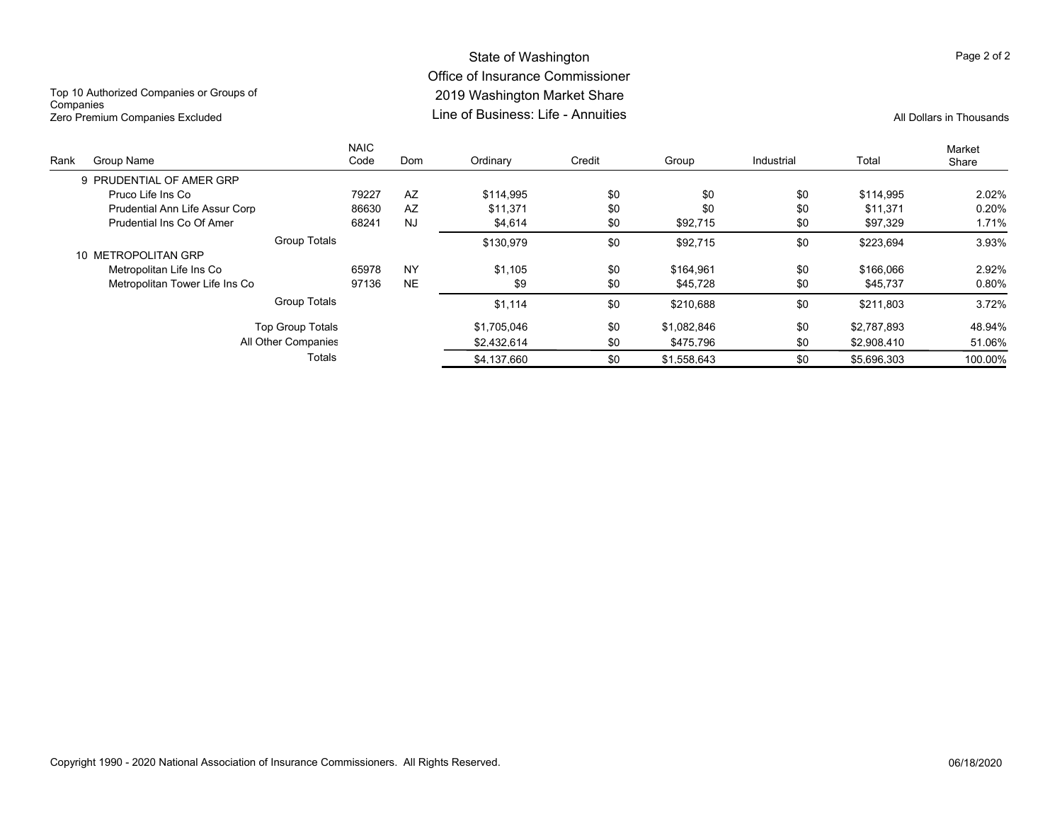Top 10 Authorized Companies or Groups of Companies
Zero Premium Companies Excluded

# State of Washington
## Office of Insurance Commissioner
## 2019 Washington Market Share
## Line of Business: Life - Annuities

All Dollars in Thousands

| Rank | Group Name | NAIC Code | Dom | Ordinary | Credit | Group | Industrial | Total | Market Share |
|---|---|---|---|---|---|---|---|---|---|
| 9 | PRUDENTIAL OF AMER GRP | | | | | | | | |
| | Pruco Life Ins Co | 79227 | AZ | $114,995 | $0 | $0 | $0 | $114,995 | 2.02% |
| | Prudential Ann Life Assur Corp | 86630 | AZ | $11,371 | $0 | $0 | $0 | $11,371 | 0.20% |
| | Prudential Ins Co Of Amer | 68241 | NJ | $4,614 | $0 | $92,715 | $0 | $97,329 | 1.71% |
| | Group Totals | | | $130,979 | $0 | $92,715 | $0 | $223,694 | 3.93% |
| 10 | METROPOLITAN GRP | | | | | | | | |
| | Metropolitan Life Ins Co | 65978 | NY | $1,105 | $0 | $164,961 | $0 | $166,066 | 2.92% |
| | Metropolitan Tower Life Ins Co | 97136 | NE | $9 | $0 | $45,728 | $0 | $45,737 | 0.80% |
| | Group Totals | | | $1,114 | $0 | $210,688 | $0 | $211,803 | 3.72% |
| | Top Group Totals | | | $1,705,046 | $0 | $1,082,846 | $0 | $2,787,893 | 48.94% |
| | All Other Companies | | | $2,432,614 | $0 | $475,796 | $0 | $2,908,410 | 51.06% |
| | Totals | | | $4,137,660 | $0 | $1,558,643 | $0 | $5,696,303 | 100.00% |

Copyright 1990 - 2020 National Association of Insurance Commissioners. All Rights Reserved.

06/18/2020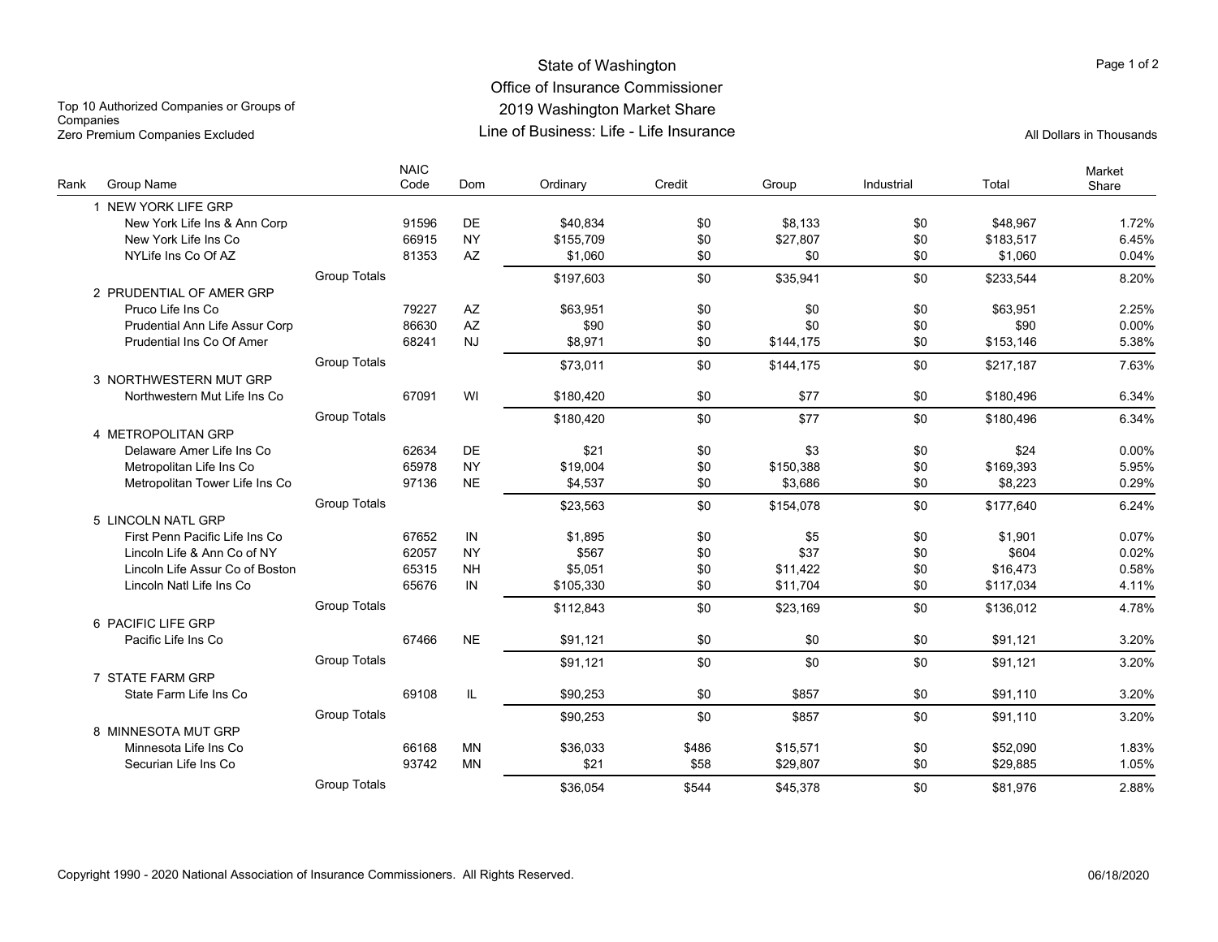# State of Washington
## Office of Insurance Commissioner
## 2019 Washington Market Share
## Line of Business: Life - Life Insurance

Top 10 Authorized Companies or Groups of Companies
Zero Premium Companies Excluded

All Dollars in Thousands

| Rank | Group Name | | NAIC Code | Dom | Ordinary | Credit | Group | Industrial | Total | Market Share |
|---|---|---|---|---|---|---|---|---|---|---|
| 1 | NEW YORK LIFE GRP | | | | | | | | | |
| | New York Life Ins & Ann Corp | | 91596 | DE | $40,834 | $0 | $8,133 | $0 | $48,967 | 1.72% |
| | New York Life Ins Co | | 66915 | NY | $155,709 | $0 | $27,807 | $0 | $183,517 | 6.45% |
| | NYLife Ins Co Of AZ | | 81353 | AZ | $1,060 | $0 | $0 | $0 | $1,060 | 0.04% |
| | | Group Totals | | | $197,603 | $0 | $35,941 | $0 | $233,544 | 8.20% |
| 2 | PRUDENTIAL OF AMER GRP | | | | | | | | | |
| | Pruco Life Ins Co | | 79227 | AZ | $63,951 | $0 | $0 | $0 | $63,951 | 2.25% |
| | Prudential Ann Life Assur Corp | | 86630 | AZ | $90 | $0 | $0 | $0 | $90 | 0.00% |
| | Prudential Ins Co Of Amer | | 68241 | NJ | $8,971 | $0 | $144,175 | $0 | $153,146 | 5.38% |
| | | Group Totals | | | $73,011 | $0 | $144,175 | $0 | $217,187 | 7.63% |
| 3 | NORTHWESTERN MUT GRP | | | | | | | | | |
| | Northwestern Mut Life Ins Co | | 67091 | WI | $180,420 | $0 | $77 | $0 | $180,496 | 6.34% |
| | | Group Totals | | | $180,420 | $0 | $77 | $0 | $180,496 | 6.34% |
| 4 | METROPOLITAN GRP | | | | | | | | | |
| | Delaware Amer Life Ins Co | | 62634 | DE | $21 | $0 | $3 | $0 | $24 | 0.00% |
| | Metropolitan Life Ins Co | | 65978 | NY | $19,004 | $0 | $150,388 | $0 | $169,393 | 5.95% |
| | Metropolitan Tower Life Ins Co | | 97136 | NE | $4,537 | $0 | $3,686 | $0 | $8,223 | 0.29% |
| | | Group Totals | | | $23,563 | $0 | $154,078 | $0 | $177,640 | 6.24% |
| 5 | LINCOLN NATL GRP | | | | | | | | | |
| | First Penn Pacific Life Ins Co | | 67652 | IN | $1,895 | $0 | $5 | $0 | $1,901 | 0.07% |
| | Lincoln Life & Ann Co of NY | | 62057 | NY | $567 | $0 | $37 | $0 | $604 | 0.02% |
| | Lincoln Life Assur Co of Boston | | 65315 | NH | $5,051 | $0 | $11,422 | $0 | $16,473 | 0.58% |
| | Lincoln Natl Life Ins Co | | 65676 | IN | $105,330 | $0 | $11,704 | $0 | $117,034 | 4.11% |
| | | Group Totals | | | $112,843 | $0 | $23,169 | $0 | $136,012 | 4.78% |
| 6 | PACIFIC LIFE GRP | | | | | | | | | |
| | Pacific Life Ins Co | | 67466 | NE | $91,121 | $0 | $0 | $0 | $91,121 | 3.20% |
| | | Group Totals | | | $91,121 | $0 | $0 | $0 | $91,121 | 3.20% |
| 7 | STATE FARM GRP | | | | | | | | | |
| | State Farm Life Ins Co | | 69108 | IL | $90,253 | $0 | $857 | $0 | $91,110 | 3.20% |
| | | Group Totals | | | $90,253 | $0 | $857 | $0 | $91,110 | 3.20% |
| 8 | MINNESOTA MUT GRP | | | | | | | | | |
| | Minnesota Life Ins Co | | 66168 | MN | $36,033 | $486 | $15,571 | $0 | $52,090 | 1.83% |
| | Securian Life Ins Co | | 93742 | MN | $21 | $58 | $29,807 | $0 | $29,885 | 1.05% |
| | | Group Totals | | | $36,054 | $544 | $45,378 | $0 | $81,976 | 2.88% |

Copyright 1990 - 2020 National Association of Insurance Commissioners. All Rights Reserved.

06/18/2020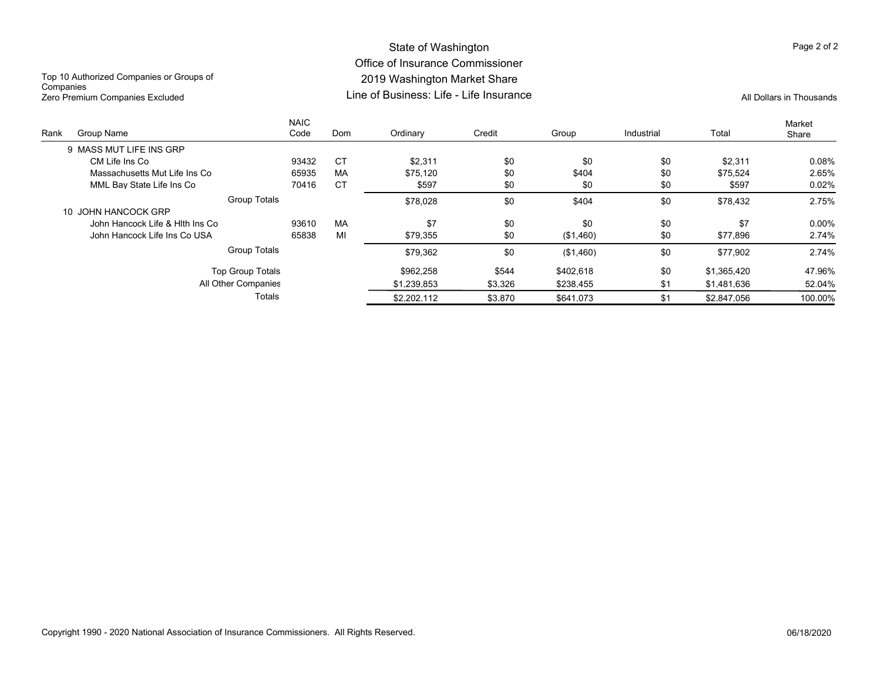# State of Washington
## Office of Insurance Commissioner
## 2019 Washington Market Share
## Line of Business: Life - Life Insurance

Top 10 Authorized Companies or Groups of Companies
Zero Premium Companies Excluded

All Dollars in Thousands

| Rank | Group Name | NAIC Code | Dom | Ordinary | Credit | Group | Industrial | Total | Market Share |
|---|---|---|---|---|---|---|---|---|---|
| 9 | MASS MUT LIFE INS GRP | | | | | | | | |
| | CM Life Ins Co | 93432 | CT | $2,311 | $0 | $0 | $0 | $2,311 | 0.08% |
| | Massachusetts Mut Life Ins Co | 65935 | MA | $75,120 | $0 | $404 | $0 | $75,524 | 2.65% |
| | MML Bay State Life Ins Co | 70416 | CT | $597 | $0 | $0 | $0 | $597 | 0.02% |
| | Group Totals | | | $78,028 | $0 | $404 | $0 | $78,432 | 2.75% |
| 10 | JOHN HANCOCK GRP | | | | | | | | |
| | John Hancock Life & Hlth Ins Co | 93610 | MA | $7 | $0 | $0 | $0 | $7 | 0.00% |
| | John Hancock Life Ins Co USA | 65838 | MI | $79,355 | $0 | ($1,460) | $0 | $77,896 | 2.74% |
| | Group Totals | | | $79,362 | $0 | ($1,460) | $0 | $77,902 | 2.74% |
| | Top Group Totals | | | $962,258 | $544 | $402,618 | $0 | $1,365,420 | 47.96% |
| | All Other Companies | | | $1,239,853 | $3,326 | $238,455 | $1 | $1,481,636 | 52.04% |
| | Totals | | | $2,202,112 | $3,870 | $641,073 | $1 | $2,847,056 | 100.00% |

Copyright 1990 - 2020 National Association of Insurance Commissioners. All Rights Reserved.

06/18/2020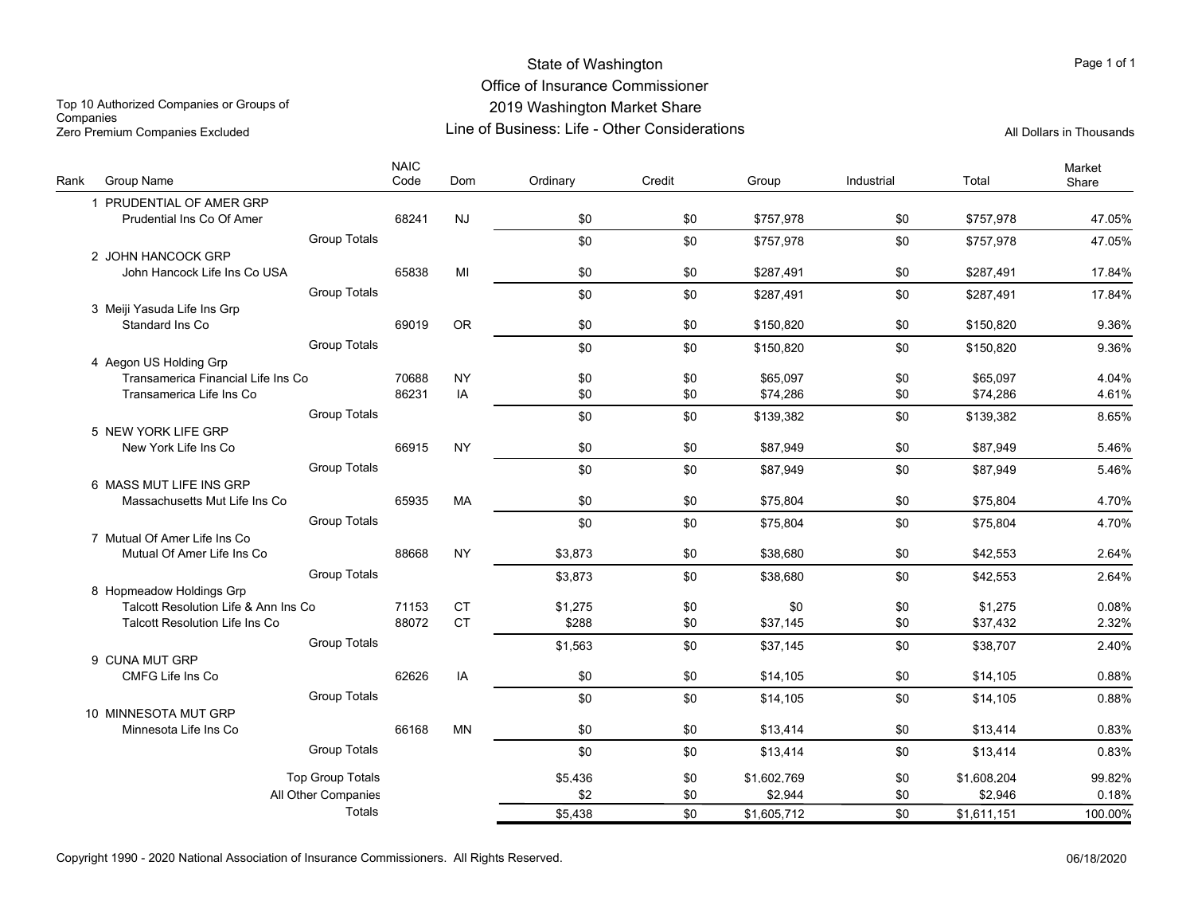# State of Washington
## Office of Insurance Commissioner
## 2019 Washington Market Share
## Line of Business: Life - Other Considerations

Top 10 Authorized Companies or Groups of Companies
Zero Premium Companies Excluded

All Dollars in Thousands

| Rank | Group Name | NAIC Code | Dom | Ordinary | Credit | Group | Industrial | Total | Market Share |
|---|---|---|---|---|---|---|---|---|---|
| 1 | PRUDENTIAL OF AMER GRP | | | | | | | | |
| | Prudential Ins Co Of Amer | 68241 | NJ | $0 | $0 | $757,978 | $0 | $757,978 | 47.05% |
| | Group Totals | | | $0 | $0 | $757,978 | $0 | $757,978 | 47.05% |
| 2 | JOHN HANCOCK GRP | | | | | | | | |
| | John Hancock Life Ins Co USA | 65838 | MI | $0 | $0 | $287,491 | $0 | $287,491 | 17.84% |
| | Group Totals | | | $0 | $0 | $287,491 | $0 | $287,491 | 17.84% |
| 3 | Meiji Yasuda Life Ins Grp | | | | | | | | |
| | Standard Ins Co | 69019 | OR | $0 | $0 | $150,820 | $0 | $150,820 | 9.36% |
| | Group Totals | | | $0 | $0 | $150,820 | $0 | $150,820 | 9.36% |
| 4 | Aegon US Holding Grp | | | | | | | | |
| | Transamerica Financial Life Ins Co | 70688 | NY | $0 | $0 | $65,097 | $0 | $65,097 | 4.04% |
| | Transamerica Life Ins Co | 86231 | IA | $0 | $0 | $74,286 | $0 | $74,286 | 4.61% |
| | Group Totals | | | $0 | $0 | $139,382 | $0 | $139,382 | 8.65% |
| 5 | NEW YORK LIFE GRP | | | | | | | | |
| | New York Life Ins Co | 66915 | NY | $0 | $0 | $87,949 | $0 | $87,949 | 5.46% |
| | Group Totals | | | $0 | $0 | $87,949 | $0 | $87,949 | 5.46% |
| 6 | MASS MUT LIFE INS GRP | | | | | | | | |
| | Massachusetts Mut Life Ins Co | 65935 | MA | $0 | $0 | $75,804 | $0 | $75,804 | 4.70% |
| | Group Totals | | | $0 | $0 | $75,804 | $0 | $75,804 | 4.70% |
| 7 | Mutual Of Amer Life Ins Co | | | | | | | | |
| | Mutual Of Amer Life Ins Co | 88668 | NY | $3,873 | $0 | $38,680 | $0 | $42,553 | 2.64% |
| | Group Totals | | | $3,873 | $0 | $38,680 | $0 | $42,553 | 2.64% |
| 8 | Hopmeadow Holdings Grp | | | | | | | | |
| | Talcott Resolution Life & Ann Ins Co | 71153 | CT | $1,275 | $0 | $0 | $0 | $1,275 | 0.08% |
| | Talcott Resolution Life Ins Co | 88072 | CT | $288 | $0 | $37,145 | $0 | $37,432 | 2.32% |
| | Group Totals | | | $1,563 | $0 | $37,145 | $0 | $38,707 | 2.40% |
| 9 | CUNA MUT GRP | | | | | | | | |
| | CMFG Life Ins Co | 62626 | IA | $0 | $0 | $14,105 | $0 | $14,105 | 0.88% |
| | Group Totals | | | $0 | $0 | $14,105 | $0 | $14,105 | 0.88% |
| 10 | MINNESOTA MUT GRP | | | | | | | | |
| | Minnesota Life Ins Co | 66168 | MN | $0 | $0 | $13,414 | $0 | $13,414 | 0.83% |
| | Group Totals | | | $0 | $0 | $13,414 | $0 | $13,414 | 0.83% |
| | Top Group Totals | | | $5,436 | $0 | $1,602,769 | $0 | $1,608,204 | 99.82% |
| | All Other Companies | | | $2 | $0 | $2,944 | $0 | $2,946 | 0.18% |
| | Totals | | | $5,438 | $0 | $1,605,712 | $0 | $1,611,151 | 100.00% |

Copyright 1990 - 2020 National Association of Insurance Commissioners. All Rights Reserved.

06/18/2020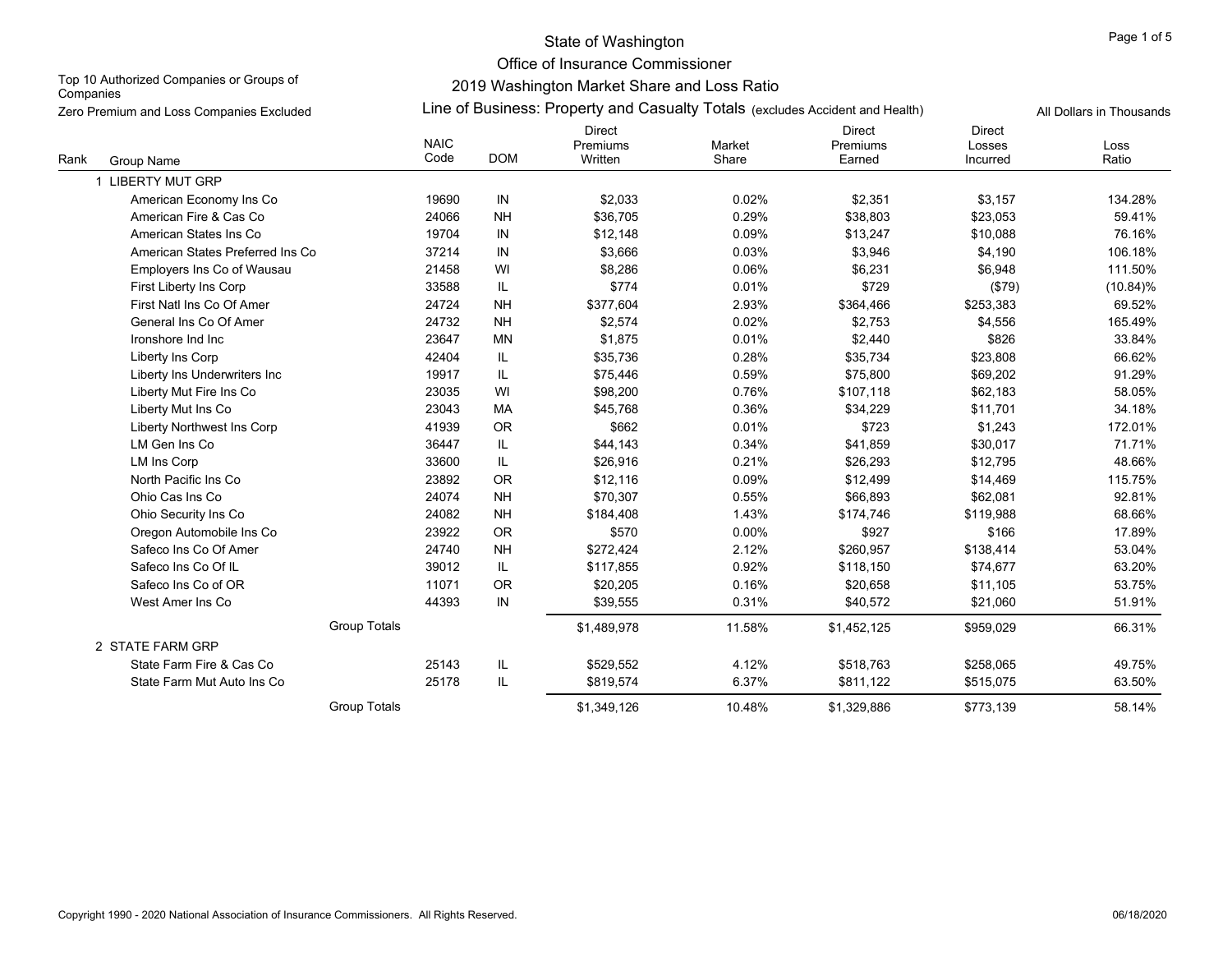# State of Washington
## Office of Insurance Commissioner
## 2019 Washington Market Share and Loss Ratio
### Line of Business: Property and Casualty Totals (excludes Accident and Health)

Top 10 Authorized Companies or Groups of Companies

Zero Premium and Loss Companies Excluded

All Dollars in Thousands

| Rank | Group Name | NAIC Code | DOM | Direct Premiums Written | Market Share | Direct Premiums Earned | Direct Losses Incurred | Loss Ratio |
|---|---|---|---|---|---|---|---|---|
| 1 | LIBERTY MUT GRP | | | | | | | |
| | American Economy Ins Co | 19690 | IN | $2,033 | 0.02% | $2,351 | $3,157 | 134.28% |
| | American Fire & Cas Co | 24066 | NH | $36,705 | 0.29% | $38,803 | $23,053 | 59.41% |
| | American States Ins Co | 19704 | IN | $12,148 | 0.09% | $13,247 | $10,088 | 76.16% |
| | American States Preferred Ins Co | 37214 | IN | $3,666 | 0.03% | $3,946 | $4,190 | 106.18% |
| | Employers Ins Co of Wausau | 21458 | WI | $8,286 | 0.06% | $6,231 | $6,948 | 111.50% |
| | First Liberty Ins Corp | 33588 | IL | $774 | 0.01% | $729 | ($79) | (10.84)% |
| | First Natl Ins Co Of Amer | 24724 | NH | $377,604 | 2.93% | $364,466 | $253,383 | 69.52% |
| | General Ins Co Of Amer | 24732 | NH | $2,574 | 0.02% | $2,753 | $4,556 | 165.49% |
| | Ironshore Ind Inc | 23647 | MN | $1,875 | 0.01% | $2,440 | $826 | 33.84% |
| | Liberty Ins Corp | 42404 | IL | $35,736 | 0.28% | $35,734 | $23,808 | 66.62% |
| | Liberty Ins Underwriters Inc | 19917 | IL | $75,446 | 0.59% | $75,800 | $69,202 | 91.29% |
| | Liberty Mut Fire Ins Co | 23035 | WI | $98,200 | 0.76% | $107,118 | $62,183 | 58.05% |
| | Liberty Mut Ins Co | 23043 | MA | $45,768 | 0.36% | $34,229 | $11,701 | 34.18% |
| | Liberty Northwest Ins Corp | 41939 | OR | $662 | 0.01% | $723 | $1,243 | 172.01% |
| | LM Gen Ins Co | 36447 | IL | $44,143 | 0.34% | $41,859 | $30,017 | 71.71% |
| | LM Ins Corp | 33600 | IL | $26,916 | 0.21% | $26,293 | $12,795 | 48.66% |
| | North Pacific Ins Co | 23892 | OR | $12,116 | 0.09% | $12,499 | $14,469 | 115.75% |
| | Ohio Cas Ins Co | 24074 | NH | $70,307 | 0.55% | $66,893 | $62,081 | 92.81% |
| | Ohio Security Ins Co | 24082 | NH | $184,408 | 1.43% | $174,746 | $119,988 | 68.66% |
| | Oregon Automobile Ins Co | 23922 | OR | $570 | 0.00% | $927 | $166 | 17.89% |
| | Safeco Ins Co Of Amer | 24740 | NH | $272,424 | 2.12% | $260,957 | $138,414 | 53.04% |
| | Safeco Ins Co Of IL | 39012 | IL | $117,855 | 0.92% | $118,150 | $74,677 | 63.20% |
| | Safeco Ins Co of OR | 11071 | OR | $20,205 | 0.16% | $20,658 | $11,105 | 53.75% |
| | West Amer Ins Co | 44393 | IN | $39,555 | 0.31% | $40,572 | $21,060 | 51.91% |
| | Group Totals | | | $1,489,978 | 11.58% | $1,452,125 | $959,029 | 66.31% |
| 2 | STATE FARM GRP | | | | | | | |
| | State Farm Fire & Cas Co | 25143 | IL | $529,552 | 4.12% | $518,763 | $258,065 | 49.75% |
| | State Farm Mut Auto Ins Co | 25178 | IL | $819,574 | 6.37% | $811,122 | $515,075 | 63.50% |
| | Group Totals | | | $1,349,126 | 10.48% | $1,329,886 | $773,139 | 58.14% |

Copyright 1990 - 2020 National Association of Insurance Commissioners. All Rights Reserved.

06/18/2020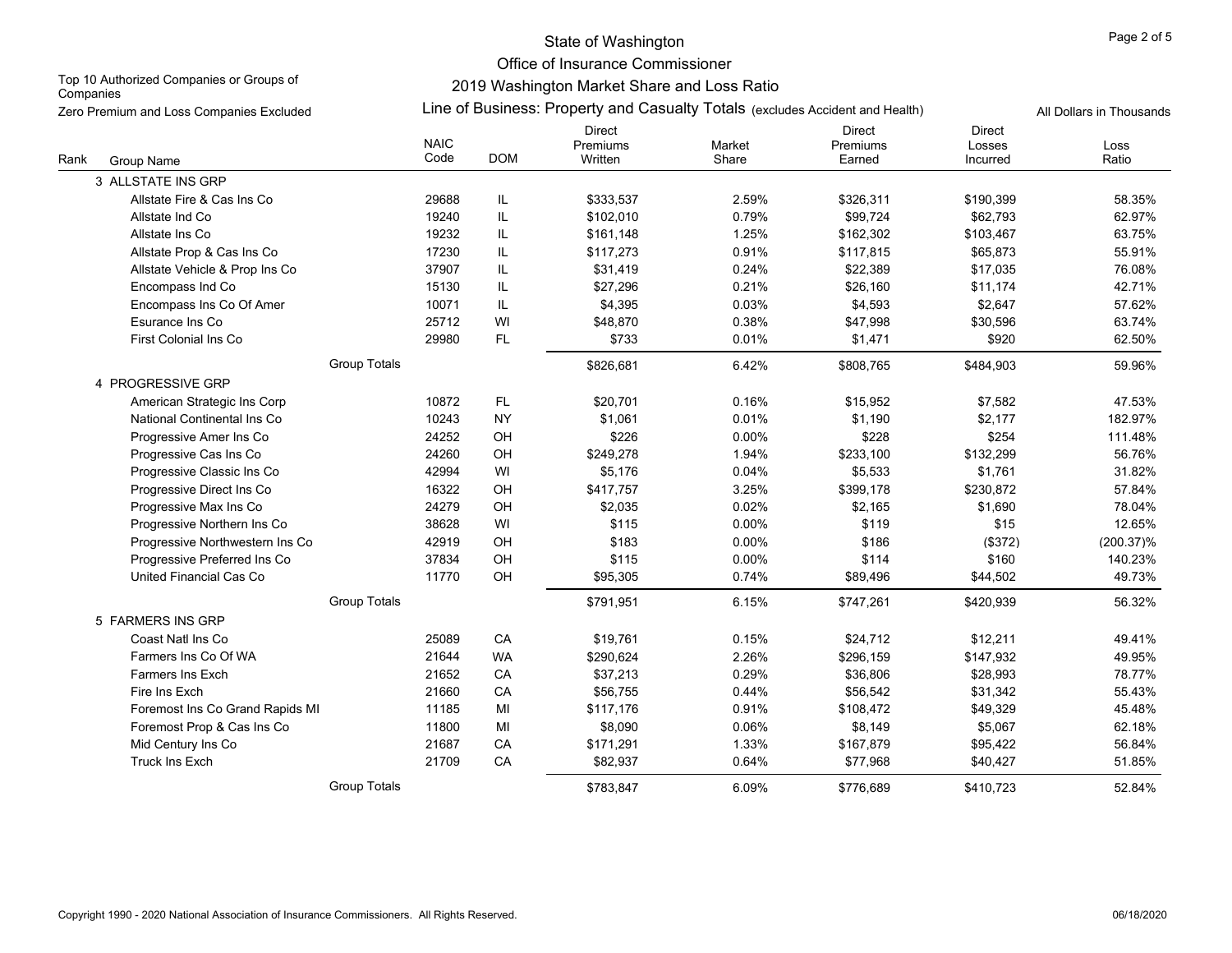# State of Washington

## Office of Insurance Commissioner

## 2019 Washington Market Share and Loss Ratio

Top 10 Authorized Companies or Groups of Companies

Zero Premium and Loss Companies Excluded

Line of Business: Property and Casualty Totals (excludes Accident and Health)

All Dollars in Thousands

| Rank | Group Name | NAIC Code | DOM | Direct Premiums Written | Market Share | Direct Premiums Earned | Direct Losses Incurred | Loss Ratio |
|---|---|---|---|---|---|---|---|---|
| 3 | ALLSTATE INS GRP | | | | | | | |
| | Allstate Fire & Cas Ins Co | 29688 | IL | $333,537 | 2.59% | $326,311 | $190,399 | 58.35% |
| | Allstate Ind Co | 19240 | IL | $102,010 | 0.79% | $99,724 | $62,793 | 62.97% |
| | Allstate Ins Co | 19232 | IL | $161,148 | 1.25% | $162,302 | $103,467 | 63.75% |
| | Allstate Prop & Cas Ins Co | 17230 | IL | $117,273 | 0.91% | $117,815 | $65,873 | 55.91% |
| | Allstate Vehicle & Prop Ins Co | 37907 | IL | $31,419 | 0.24% | $22,389 | $17,035 | 76.08% |
| | Encompass Ind Co | 15130 | IL | $27,296 | 0.21% | $26,160 | $11,174 | 42.71% |
| | Encompass Ins Co Of Amer | 10071 | IL | $4,395 | 0.03% | $4,593 | $2,647 | 57.62% |
| | Esurance Ins Co | 25712 | WI | $48,870 | 0.38% | $47,998 | $30,596 | 63.74% |
| | First Colonial Ins Co | 29980 | FL | $733 | 0.01% | $1,471 | $920 | 62.50% |
| | Group Totals | | | $826,681 | 6.42% | $808,765 | $484,903 | 59.96% |
| 4 | PROGRESSIVE GRP | | | | | | | |
| | American Strategic Ins Corp | 10872 | FL | $20,701 | 0.16% | $15,952 | $7,582 | 47.53% |
| | National Continental Ins Co | 10243 | NY | $1,061 | 0.01% | $1,190 | $2,177 | 182.97% |
| | Progressive Amer Ins Co | 24252 | OH | $226 | 0.00% | $228 | $254 | 111.48% |
| | Progressive Cas Ins Co | 24260 | OH | $249,278 | 1.94% | $233,100 | $132,299 | 56.76% |
| | Progressive Classic Ins Co | 42994 | WI | $5,176 | 0.04% | $5,533 | $1,761 | 31.82% |
| | Progressive Direct Ins Co | 16322 | OH | $417,757 | 3.25% | $399,178 | $230,872 | 57.84% |
| | Progressive Max Ins Co | 24279 | OH | $2,035 | 0.02% | $2,165 | $1,690 | 78.04% |
| | Progressive Northern Ins Co | 38628 | WI | $115 | 0.00% | $119 | $15 | 12.65% |
| | Progressive Northwestern Ins Co | 42919 | OH | $183 | 0.00% | $186 | ($372) | (200.37)% |
| | Progressive Preferred Ins Co | 37834 | OH | $115 | 0.00% | $114 | $160 | 140.23% |
| | United Financial Cas Co | 11770 | OH | $95,305 | 0.74% | $89,496 | $44,502 | 49.73% |
| | Group Totals | | | $791,951 | 6.15% | $747,261 | $420,939 | 56.32% |
| 5 | FARMERS INS GRP | | | | | | | |
| | Coast Natl Ins Co | 25089 | CA | $19,761 | 0.15% | $24,712 | $12,211 | 49.41% |
| | Farmers Ins Co Of WA | 21644 | WA | $290,624 | 2.26% | $296,159 | $147,932 | 49.95% |
| | Farmers Ins Exch | 21652 | CA | $37,213 | 0.29% | $36,806 | $28,993 | 78.77% |
| | Fire Ins Exch | 21660 | CA | $56,755 | 0.44% | $56,542 | $31,342 | 55.43% |
| | Foremost Ins Co Grand Rapids MI | 11185 | MI | $117,176 | 0.91% | $108,472 | $49,329 | 45.48% |
| | Foremost Prop & Cas Ins Co | 11800 | MI | $8,090 | 0.06% | $8,149 | $5,067 | 62.18% |
| | Mid Century Ins Co | 21687 | CA | $171,291 | 1.33% | $167,879 | $95,422 | 56.84% |
| | Truck Ins Exch | 21709 | CA | $82,937 | 0.64% | $77,968 | $40,427 | 51.85% |
| | Group Totals | | | $783,847 | 6.09% | $776,689 | $410,723 | 52.84% |

Copyright 1990 - 2020 National Association of Insurance Commissioners. All Rights Reserved. 06/18/2020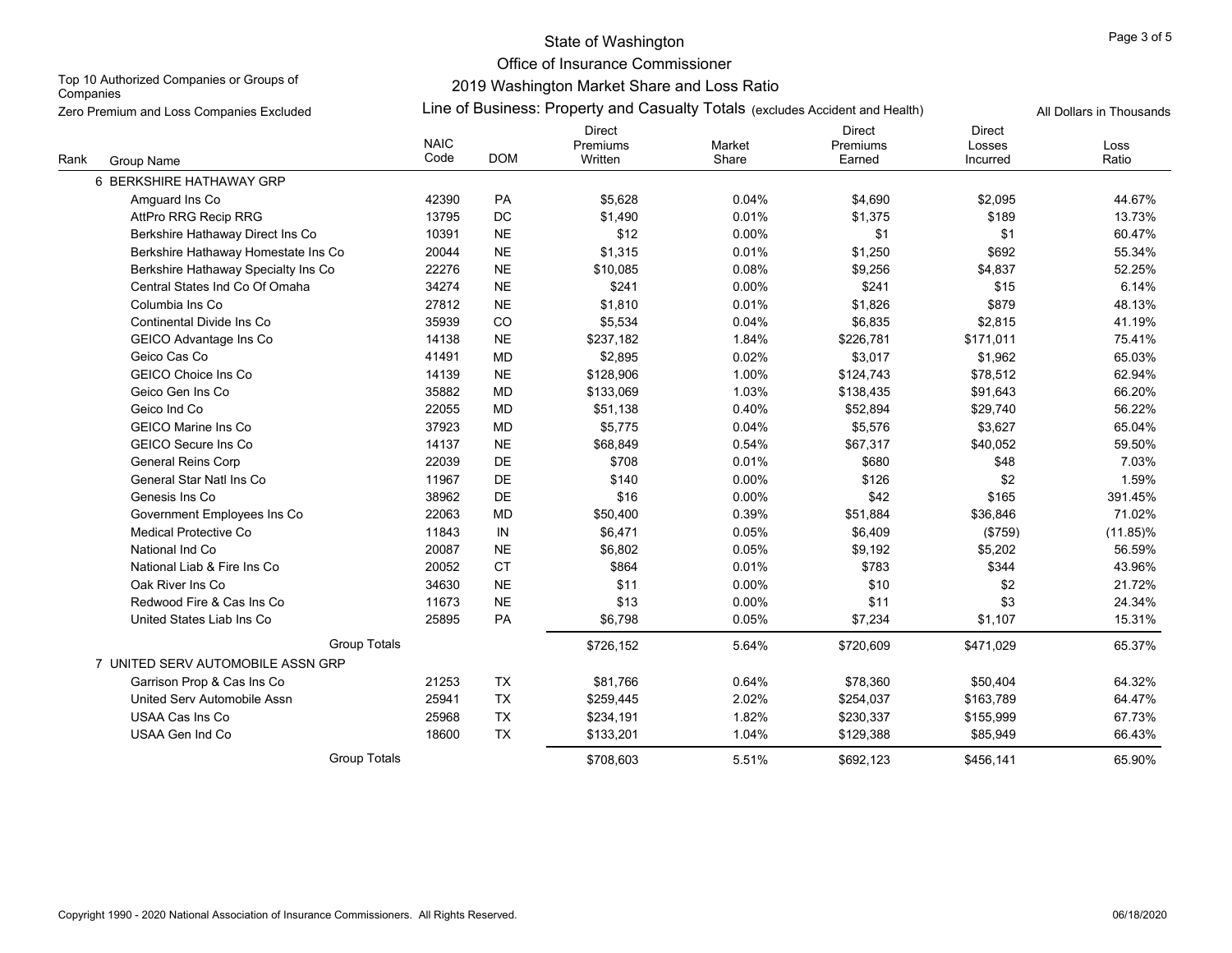State of Washington

Office of Insurance Commissioner

2019 Washington Market Share and Loss Ratio

Line of Business: Property and Casualty Totals (excludes Accident and Health)

Top 10 Authorized Companies or Groups of Companies

Zero Premium and Loss Companies Excluded

All Dollars in Thousands

| Rank | Group Name | NAIC Code | DOM | Direct Premiums Written | Market Share | Direct Premiums Earned | Direct Losses Incurred | Loss Ratio |
|---|---|---|---|---|---|---|---|---|
| 6 | BERKSHIRE HATHAWAY GRP | | | | | | | |
| | Amguard Ins Co | 42390 | PA | $5,628 | 0.04% | $4,690 | $2,095 | 44.67% |
| | AttPro RRG Recip RRG | 13795 | DC | $1,490 | 0.01% | $1,375 | $189 | 13.73% |
| | Berkshire Hathaway Direct Ins Co | 10391 | NE | $12 | 0.00% | $1 | $1 | 60.47% |
| | Berkshire Hathaway Homestate Ins Co | 20044 | NE | $1,315 | 0.01% | $1,250 | $692 | 55.34% |
| | Berkshire Hathaway Specialty Ins Co | 22276 | NE | $10,085 | 0.08% | $9,256 | $4,837 | 52.25% |
| | Central States Ind Co Of Omaha | 34274 | NE | $241 | 0.00% | $241 | $15 | 6.14% |
| | Columbia Ins Co | 27812 | NE | $1,810 | 0.01% | $1,826 | $879 | 48.13% |
| | Continental Divide Ins Co | 35939 | CO | $5,534 | 0.04% | $6,835 | $2,815 | 41.19% |
| | GEICO Advantage Ins Co | 14138 | NE | $237,182 | 1.84% | $226,781 | $171,011 | 75.41% |
| | Geico Cas Co | 41491 | MD | $2,895 | 0.02% | $3,017 | $1,962 | 65.03% |
| | GEICO Choice Ins Co | 14139 | NE | $128,906 | 1.00% | $124,743 | $78,512 | 62.94% |
| | Geico Gen Ins Co | 35882 | MD | $133,069 | 1.03% | $138,435 | $91,643 | 66.20% |
| | Geico Ind Co | 22055 | MD | $51,138 | 0.40% | $52,894 | $29,740 | 56.22% |
| | GEICO Marine Ins Co | 37923 | MD | $5,775 | 0.04% | $5,576 | $3,627 | 65.04% |
| | GEICO Secure Ins Co | 14137 | NE | $68,849 | 0.54% | $67,317 | $40,052 | 59.50% |
| | General Reins Corp | 22039 | DE | $708 | 0.01% | $680 | $48 | 7.03% |
| | General Star Natl Ins Co | 11967 | DE | $140 | 0.00% | $126 | $2 | 1.59% |
| | Genesis Ins Co | 38962 | DE | $16 | 0.00% | $42 | $165 | 391.45% |
| | Government Employees Ins Co | 22063 | MD | $50,400 | 0.39% | $51,884 | $36,846 | 71.02% |
| | Medical Protective Co | 11843 | IN | $6,471 | 0.05% | $6,409 | ($759) | (11.85)% |
| | National Ind Co | 20087 | NE | $6,802 | 0.05% | $9,192 | $5,202 | 56.59% |
| | National Liab & Fire Ins Co | 20052 | CT | $864 | 0.01% | $783 | $344 | 43.96% |
| | Oak River Ins Co | 34630 | NE | $11 | 0.00% | $10 | $2 | 21.72% |
| | Redwood Fire & Cas Ins Co | 11673 | NE | $13 | 0.00% | $11 | $3 | 24.34% |
| | United States Liab Ins Co | 25895 | PA | $6,798 | 0.05% | $7,234 | $1,107 | 15.31% |
| | Group Totals | | | $726,152 | 5.64% | $720,609 | $471,029 | 65.37% |
| 7 | UNITED SERV AUTOMOBILE ASSN GRP | | | | | | | |
| | Garrison Prop & Cas Ins Co | 21253 | TX | $81,766 | 0.64% | $78,360 | $50,404 | 64.32% |
| | United Serv Automobile Assn | 25941 | TX | $259,445 | 2.02% | $254,037 | $163,789 | 64.47% |
| | USAA Cas Ins Co | 25968 | TX | $234,191 | 1.82% | $230,337 | $155,999 | 67.73% |
| | USAA Gen Ind Co | 18600 | TX | $133,201 | 1.04% | $129,388 | $85,949 | 66.43% |
| | Group Totals | | | $708,603 | 5.51% | $692,123 | $456,141 | 65.90% |

Copyright 1990 - 2020 National Association of Insurance Commissioners. All Rights Reserved.

06/18/2020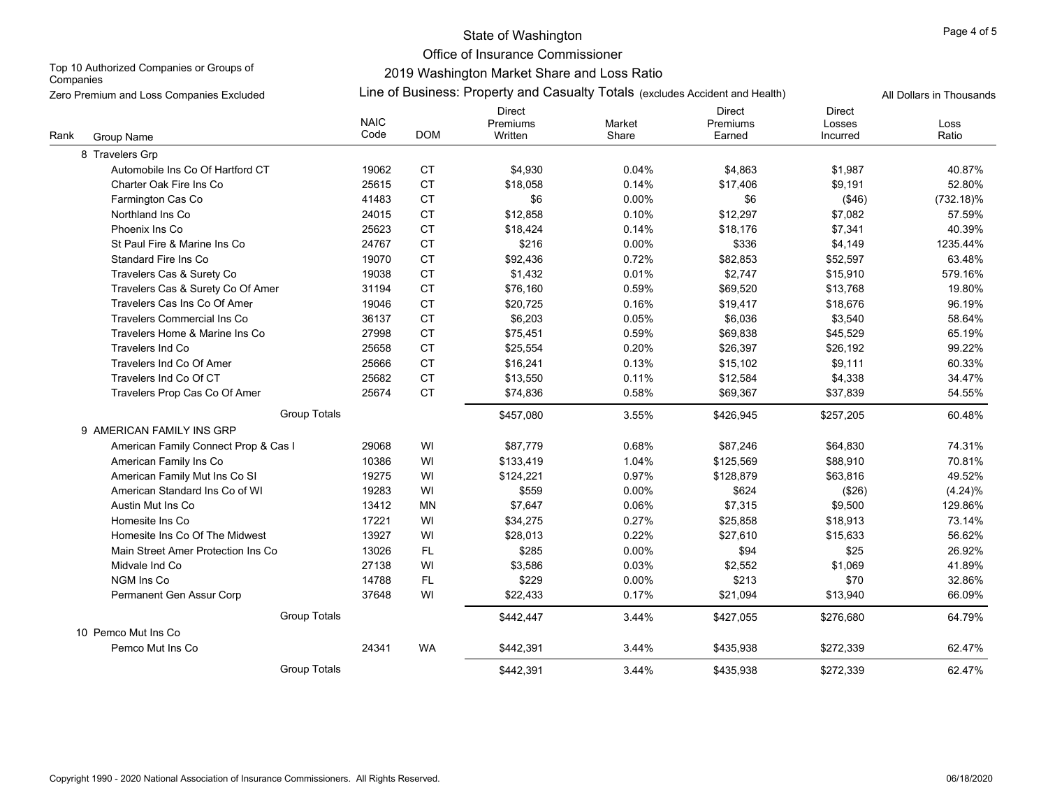# State of Washington
## Office of Insurance Commissioner
## 2019 Washington Market Share and Loss Ratio

Top 10 Authorized Companies or Groups of Companies

Zero Premium and Loss Companies Excluded

Line of Business: Property and Casualty Totals (excludes Accident and Health)

All Dollars in Thousands

| Rank | Group Name | NAIC Code | DOM | Direct Premiums Written | Market Share | Direct Premiums Earned | Direct Losses Incurred | Loss Ratio |
|---|---|---|---|---|---|---|---|---|
| 8 | Travelers Grp | | | | | | | |
| | Automobile Ins Co Of Hartford CT | 19062 | CT | $4,930 | 0.04% | $4,863 | $1,987 | 40.87% |
| | Charter Oak Fire Ins Co | 25615 | CT | $18,058 | 0.14% | $17,406 | $9,191 | 52.80% |
| | Farmington Cas Co | 41483 | CT | $6 | 0.00% | $6 | ($46) | (732.18)% |
| | Northland Ins Co | 24015 | CT | $12,858 | 0.10% | $12,297 | $7,082 | 57.59% |
| | Phoenix Ins Co | 25623 | CT | $18,424 | 0.14% | $18,176 | $7,341 | 40.39% |
| | St Paul Fire & Marine Ins Co | 24767 | CT | $216 | 0.00% | $336 | $4,149 | 1235.44% |
| | Standard Fire Ins Co | 19070 | CT | $92,436 | 0.72% | $82,853 | $52,597 | 63.48% |
| | Travelers Cas & Surety Co | 19038 | CT | $1,432 | 0.01% | $2,747 | $15,910 | 579.16% |
| | Travelers Cas & Surety Co Of Amer | 31194 | CT | $76,160 | 0.59% | $69,520 | $13,768 | 19.80% |
| | Travelers Cas Ins Co Of Amer | 19046 | CT | $20,725 | 0.16% | $19,417 | $18,676 | 96.19% |
| | Travelers Commercial Ins Co | 36137 | CT | $6,203 | 0.05% | $6,036 | $3,540 | 58.64% |
| | Travelers Home & Marine Ins Co | 27998 | CT | $75,451 | 0.59% | $69,838 | $45,529 | 65.19% |
| | Travelers Ind Co | 25658 | CT | $25,554 | 0.20% | $26,397 | $26,192 | 99.22% |
| | Travelers Ind Co Of Amer | 25666 | CT | $16,241 | 0.13% | $15,102 | $9,111 | 60.33% |
| | Travelers Ind Co Of CT | 25682 | CT | $13,550 | 0.11% | $12,584 | $4,338 | 34.47% |
| | Travelers Prop Cas Co Of Amer | 25674 | CT | $74,836 | 0.58% | $69,367 | $37,839 | 54.55% |
| | Group Totals | | | $457,080 | 3.55% | $426,945 | $257,205 | 60.48% |
| 9 | AMERICAN FAMILY INS GRP | | | | | | | |
| | American Family Connect Prop & Cas I | 29068 | WI | $87,779 | 0.68% | $87,246 | $64,830 | 74.31% |
| | American Family Ins Co | 10386 | WI | $133,419 | 1.04% | $125,569 | $88,910 | 70.81% |
| | American Family Mut Ins Co SI | 19275 | WI | $124,221 | 0.97% | $128,879 | $63,816 | 49.52% |
| | American Standard Ins Co of WI | 19283 | WI | $559 | 0.00% | $624 | ($26) | (4.24)% |
| | Austin Mut Ins Co | 13412 | MN | $7,647 | 0.06% | $7,315 | $9,500 | 129.86% |
| | Homesite Ins Co | 17221 | WI | $34,275 | 0.27% | $25,858 | $18,913 | 73.14% |
| | Homesite Ins Co Of The Midwest | 13927 | WI | $28,013 | 0.22% | $27,610 | $15,633 | 56.62% |
| | Main Street Amer Protection Ins Co | 13026 | FL | $285 | 0.00% | $94 | $25 | 26.92% |
| | Midvale Ind Co | 27138 | WI | $3,586 | 0.03% | $2,552 | $1,069 | 41.89% |
| | NGM Ins Co | 14788 | FL | $229 | 0.00% | $213 | $70 | 32.86% |
| | Permanent Gen Assur Corp | 37648 | WI | $22,433 | 0.17% | $21,094 | $13,940 | 66.09% |
| | Group Totals | | | $442,447 | 3.44% | $427,055 | $276,680 | 64.79% |
| 10 | Pemco Mut Ins Co | | | | | | | |
| | Pemco Mut Ins Co | 24341 | WA | $442,391 | 3.44% | $435,938 | $272,339 | 62.47% |
| | Group Totals | | | $442,391 | 3.44% | $435,938 | $272,339 | 62.47% |

Copyright 1990 - 2020 National Association of Insurance Commissioners. All Rights Reserved.

06/18/2020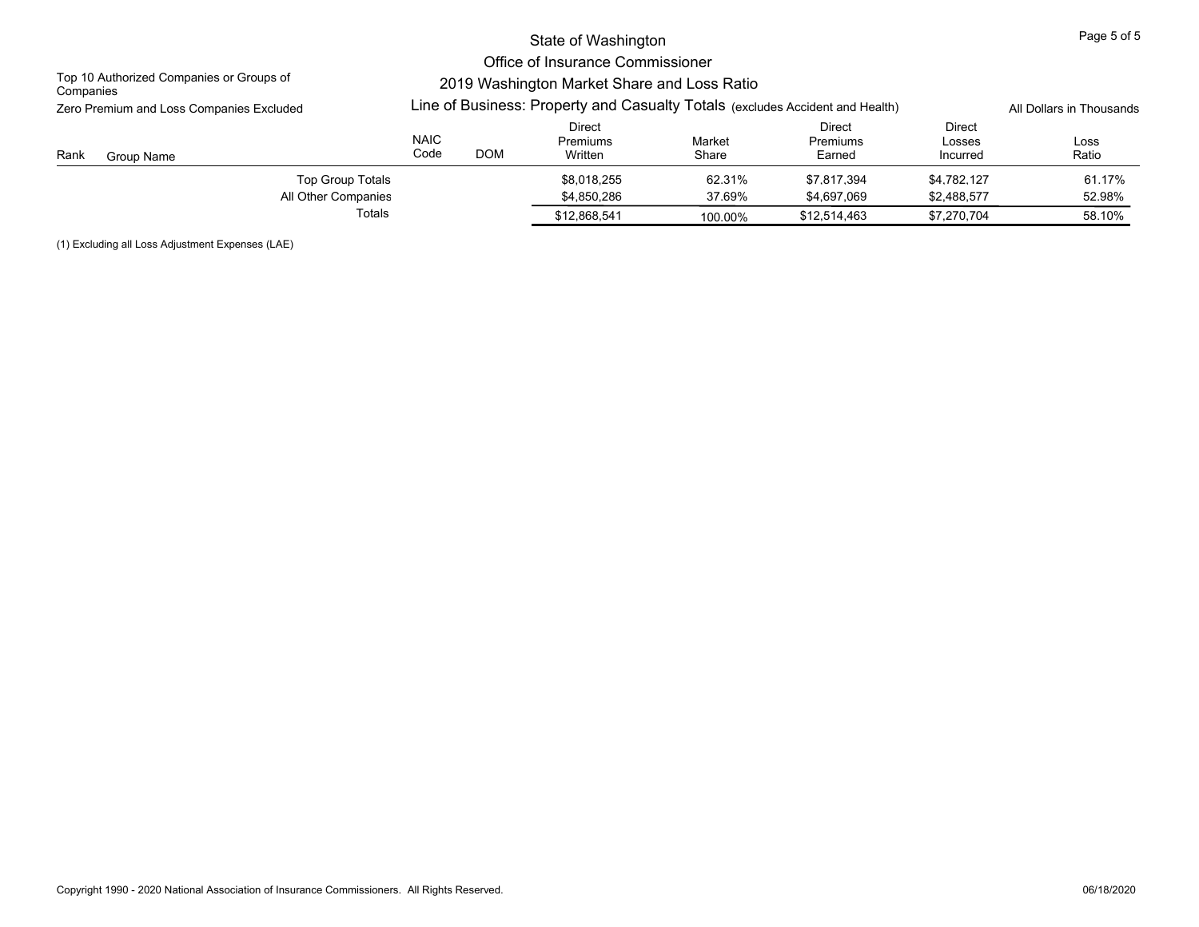State of Washington

Office of Insurance Commissioner

2019 Washington Market Share and Loss Ratio

Top 10 Authorized Companies or Groups of Companies

Zero Premium and Loss Companies Excluded

Line of Business: Property and Casualty Totals (excludes Accident and Health)

All Dollars in Thousands

| Rank | Group Name | NAIC Code | DOM | Direct Premiums Written | Market Share | Direct Premiums Earned | Direct Losses Incurred | Loss Ratio |
|---|---|---|---|---|---|---|---|---|
| | Top Group Totals | | | $8,018,255 | 62.31% | $7,817,394 | $4,782,127 | 61.17% |
| | All Other Companies | | | $4,850,286 | 37.69% | $4,697,069 | $2,488,577 | 52.98% |
| | Totals | | | $12,868,541 | 100.00% | $12,514,463 | $7,270,704 | 58.10% |

(1) Excluding all Loss Adjustment Expenses (LAE)

Copyright 1990 - 2020 National Association of Insurance Commissioners. All Rights Reserved.

06/18/2020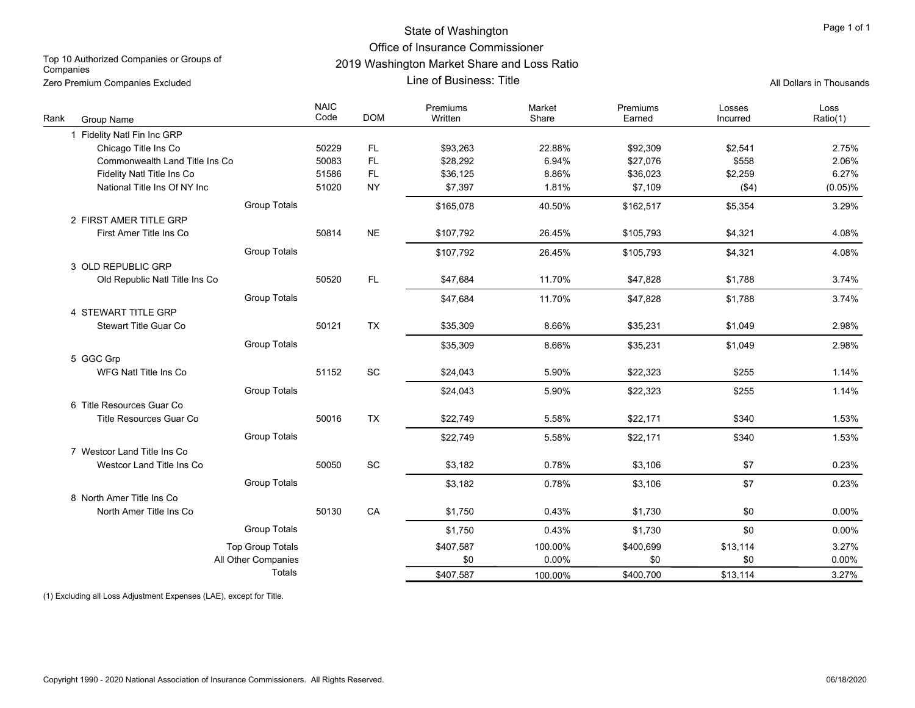# State of Washington
## Office of Insurance Commissioner
## 2019 Washington Market Share and Loss Ratio
## Line of Business: Title

Top 10 Authorized Companies or Groups of Companies

Zero Premium Companies Excluded

All Dollars in Thousands

| Rank | Group Name | NAIC Code | DOM | Premiums Written | Market Share | Premiums Earned | Losses Incurred | Loss Ratio(1) |
|---|---|---|---|---|---|---|---|---|
| 1 | Fidelity Natl Fin Inc GRP | | | | | | | |
| | Chicago Title Ins Co | 50229 | FL | $93,263 | 22.88% | $92,309 | $2,541 | 2.75% |
| | Commonwealth Land Title Ins Co | 50083 | FL | $28,292 | 6.94% | $27,076 | $558 | 2.06% |
| | Fidelity Natl Title Ins Co | 51586 | FL | $36,125 | 8.86% | $36,023 | $2,259 | 6.27% |
| | National Title Ins Of NY Inc | 51020 | NY | $7,397 | 1.81% | $7,109 | ($4) | (0.05)% |
| | Group Totals | | | $165,078 | 40.50% | $162,517 | $5,354 | 3.29% |
| 2 | FIRST AMER TITLE GRP | | | | | | | |
| | First Amer Title Ins Co | 50814 | NE | $107,792 | 26.45% | $105,793 | $4,321 | 4.08% |
| | Group Totals | | | $107,792 | 26.45% | $105,793 | $4,321 | 4.08% |
| 3 | OLD REPUBLIC GRP | | | | | | | |
| | Old Republic Natl Title Ins Co | 50520 | FL | $47,684 | 11.70% | $47,828 | $1,788 | 3.74% |
| | Group Totals | | | $47,684 | 11.70% | $47,828 | $1,788 | 3.74% |
| 4 | STEWART TITLE GRP | | | | | | | |
| | Stewart Title Guar Co | 50121 | TX | $35,309 | 8.66% | $35,231 | $1,049 | 2.98% |
| | Group Totals | | | $35,309 | 8.66% | $35,231 | $1,049 | 2.98% |
| 5 | GGC Grp | | | | | | | |
| | WFG Natl Title Ins Co | 51152 | SC | $24,043 | 5.90% | $22,323 | $255 | 1.14% |
| | Group Totals | | | $24,043 | 5.90% | $22,323 | $255 | 1.14% |
| 6 | Title Resources Guar Co | | | | | | | |
| | Title Resources Guar Co | 50016 | TX | $22,749 | 5.58% | $22,171 | $340 | 1.53% |
| | Group Totals | | | $22,749 | 5.58% | $22,171 | $340 | 1.53% |
| 7 | Westcor Land Title Ins Co | | | | | | | |
| | Westcor Land Title Ins Co | 50050 | SC | $3,182 | 0.78% | $3,106 | $7 | 0.23% |
| | Group Totals | | | $3,182 | 0.78% | $3,106 | $7 | 0.23% |
| 8 | North Amer Title Ins Co | | | | | | | |
| | North Amer Title Ins Co | 50130 | CA | $1,750 | 0.43% | $1,730 | $0 | 0.00% |
| | Group Totals | | | $1,750 | 0.43% | $1,730 | $0 | 0.00% |
| | Top Group Totals | | | $407,587 | 100.00% | $400,699 | $13,114 | 3.27% |
| | All Other Companies | | | $0 | 0.00% | $0 | $0 | 0.00% |
| | Totals | | | $407,587 | 100.00% | $400,700 | $13,114 | 3.27% |

(1) Excluding all Loss Adjustment Expenses (LAE), except for Title.

Copyright 1990 - 2020 National Association of Insurance Commissioners. All Rights Reserved.

06/18/2020